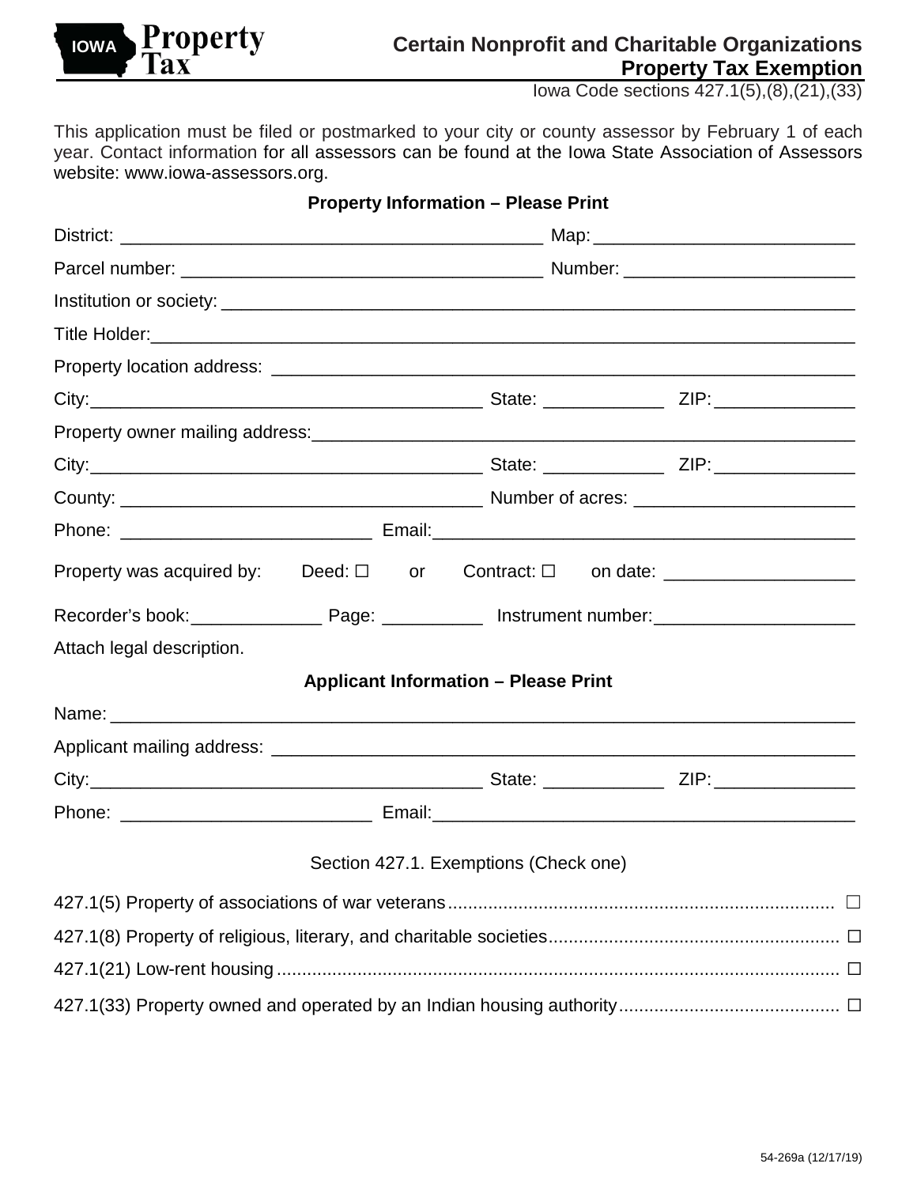IOWA Property Tax

# Certain Nonprofit and Charitable Organizations Property Tax Exemption

Iowa Code sections 427.1(5),(8),(21),(33)

This application must be filed or postmarked to your city or county assessor by February 1 of each year. Contact information for all assessors can be found at the Iowa State Association of Assessors website: www.iowa-assessors.org.

## Property Information – Please Print

District: ____________________________________________ Map: __________________________

Parcel number: ______________________________________ Number: ________________________

Institution or society: _________________________________________________________________

Title Holder: _________________________________________________________________________

Property location address: _____________________________________________________________

City: ________________________________________ State: ____________ ZIP: ______________

Property owner mailing address: _________________________________________________________

City: ________________________________________ State: ____________ ZIP: ______________

County: _____________________________________ Number of acres: ______________________

Phone: __________________________ Email: ____________________________________________

Property was acquired by: Deed: ☐ or Contract: ☐ on date: ___________________

Recorder's book: _____________ Page: __________ Instrument number: ____________________

Attach legal description.

## Applicant Information – Please Print

Name: _____________________________________________________________________________

Applicant mailing address: ______________________________________________________________

City: ________________________________________ State: ____________ ZIP: ______________

Phone: __________________________ Email: ____________________________________________

Section 427.1. Exemptions (Check one)

427.1(5) Property of associations of war veterans ............................................................................. ☐

427.1(8) Property of religious, literary, and charitable societies.......................................................... ☐

427.1(21) Low-rent housing ................................................................................................................ ☐

427.1(33) Property owned and operated by an Indian housing authority ............................................ ☐

54-269a (12/17/19)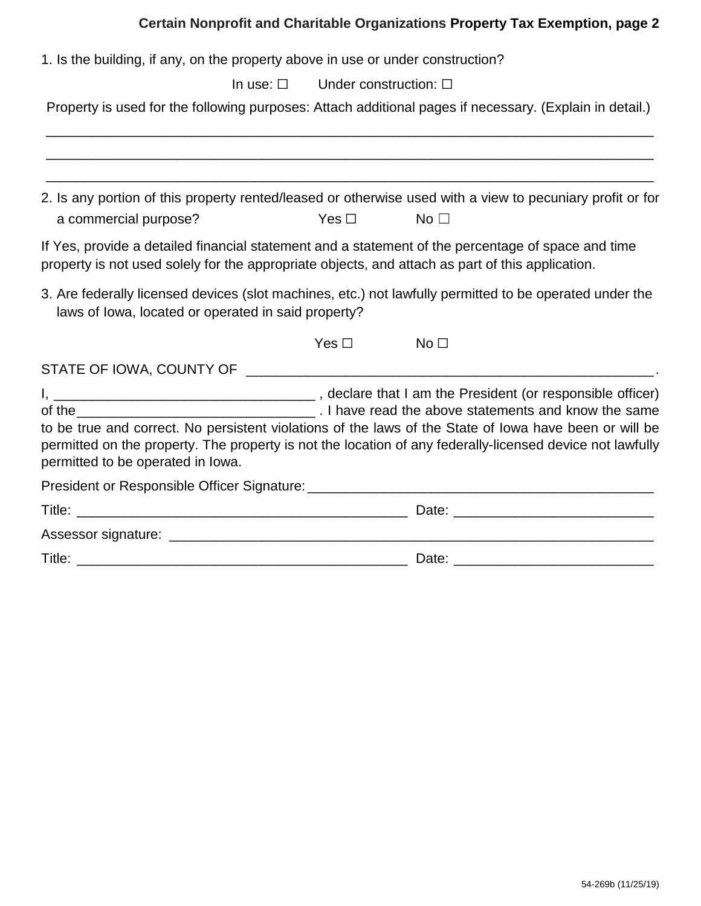1. Is the building, if any, on the property above in use or under construction?

   In use: ☐ Under construction: ☐

   Property is used for the following purposes: Attach additional pages if necessary. (Explain in detail.)

   ______________________________________________________________________________

   ______________________________________________________________________________

   ______________________________________________________________________________

2. Is any portion of this property rented/leased or otherwise used with a view to pecuniary profit or for a commercial purpose? Yes ☐ No ☐

If Yes, provide a detailed financial statement and a statement of the percentage of space and time property is not used solely for the appropriate objects, and attach as part of this application.

3. Are federally licensed devices (slot machines, etc.) not lawfully permitted to be operated under the laws of Iowa, located or operated in said property?

   Yes ☐ No ☐

STATE OF IOWA, COUNTY OF ________________________________________________________.

I, ___________________________________ , declare that I am the President (or responsible officer) of the________________________________ . I have read the above statements and know the same to be true and correct. No persistent violations of the laws of the State of Iowa have been or will be permitted on the property. The property is not the location of any federally-licensed device not lawfully permitted to be operated in Iowa.

President or Responsible Officer Signature:______________________________________________

Title: ____________________________________________ Date: __________________________

Assessor signature: _________________________________________________________________

Title: ____________________________________________ Date: __________________________

54-269b (11/25/19)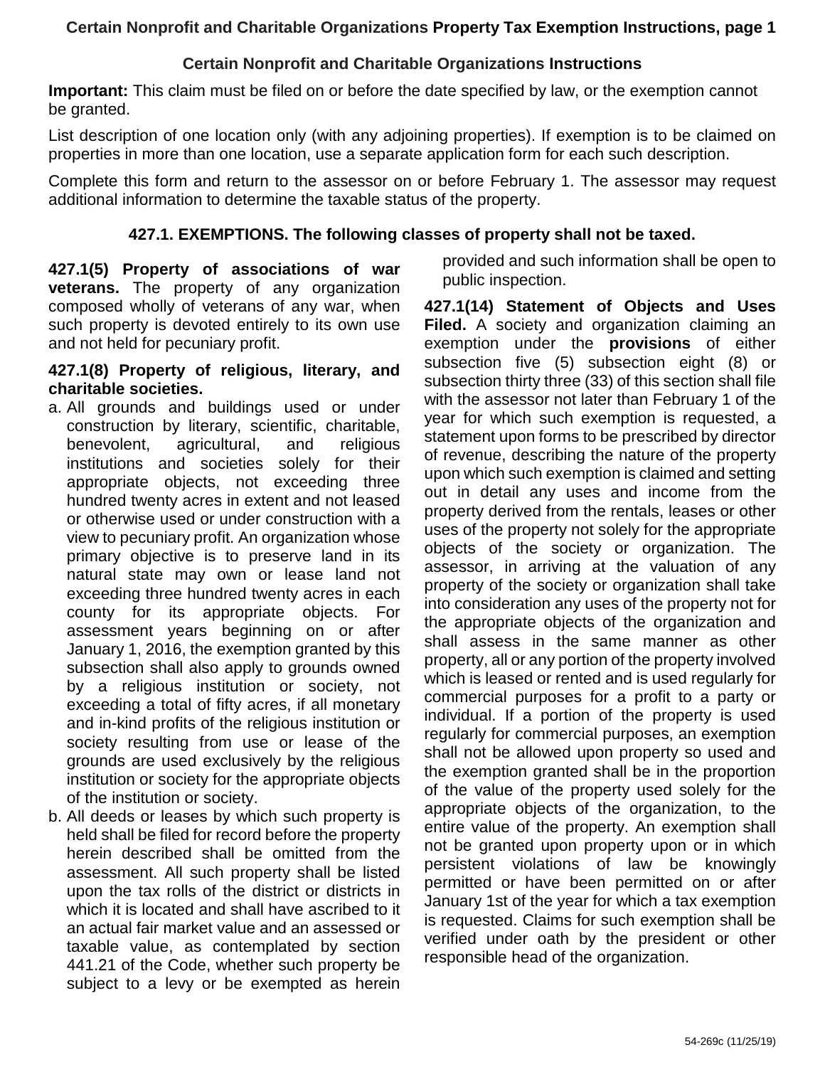## Certain Nonprofit and Charitable Organizations Instructions

**Important:** This claim must be filed on or before the date specified by law, or the exemption cannot be granted.

List description of one location only (with any adjoining properties). If exemption is to be claimed on properties in more than one location, use a separate application form for each such description.

Complete this form and return to the assessor on or before February 1. The assessor may request additional information to determine the taxable status of the property.

### 427.1. EXEMPTIONS. The following classes of property shall not be taxed.

**427.1(5) Property of associations of war veterans.** The property of any organization composed wholly of veterans of any war, when such property is devoted entirely to its own use and not held for pecuniary profit.

**427.1(8) Property of religious, literary, and charitable societies.**

a. All grounds and buildings used or under construction by literary, scientific, charitable, benevolent, agricultural, and religious institutions and societies solely for their appropriate objects, not exceeding three hundred twenty acres in extent and not leased or otherwise used or under construction with a view to pecuniary profit. An organization whose primary objective is to preserve land in its natural state may own or lease land not exceeding three hundred twenty acres in each county for its appropriate objects. For assessment years beginning on or after January 1, 2016, the exemption granted by this subsection shall also apply to grounds owned by a religious institution or society, not exceeding a total of fifty acres, if all monetary and in-kind profits of the religious institution or society resulting from use or lease of the grounds are used exclusively by the religious institution or society for the appropriate objects of the institution or society.
b. All deeds or leases by which such property is held shall be filed for record before the property herein described shall be omitted from the assessment. All such property shall be listed upon the tax rolls of the district or districts in which it is located and shall have ascribed to it an actual fair market value and an assessed or taxable value, as contemplated by section 441.21 of the Code, whether such property be subject to a levy or be exempted as herein provided and such information shall be open to public inspection.

**427.1(14) Statement of Objects and Uses Filed.** A society and organization claiming an exemption under the **provisions** of either subsection five (5) subsection eight (8) or subsection thirty three (33) of this section shall file with the assessor not later than February 1 of the year for which such exemption is requested, a statement upon forms to be prescribed by director of revenue, describing the nature of the property upon which such exemption is claimed and setting out in detail any uses and income from the property derived from the rentals, leases or other uses of the property not solely for the appropriate objects of the society or organization. The assessor, in arriving at the valuation of any property of the society or organization shall take into consideration any uses of the property not for the appropriate objects of the organization and shall assess in the same manner as other property, all or any portion of the property involved which is leased or rented and is used regularly for commercial purposes for a profit to a party or individual. If a portion of the property is used regularly for commercial purposes, an exemption shall not be allowed upon property so used and the exemption granted shall be in the proportion of the value of the property used solely for the appropriate objects of the organization, to the entire value of the property. An exemption shall not be granted upon property upon or in which persistent violations of law be knowingly permitted or have been permitted on or after January 1st of the year for which a tax exemption is requested. Claims for such exemption shall be verified under oath by the president or other responsible head of the organization.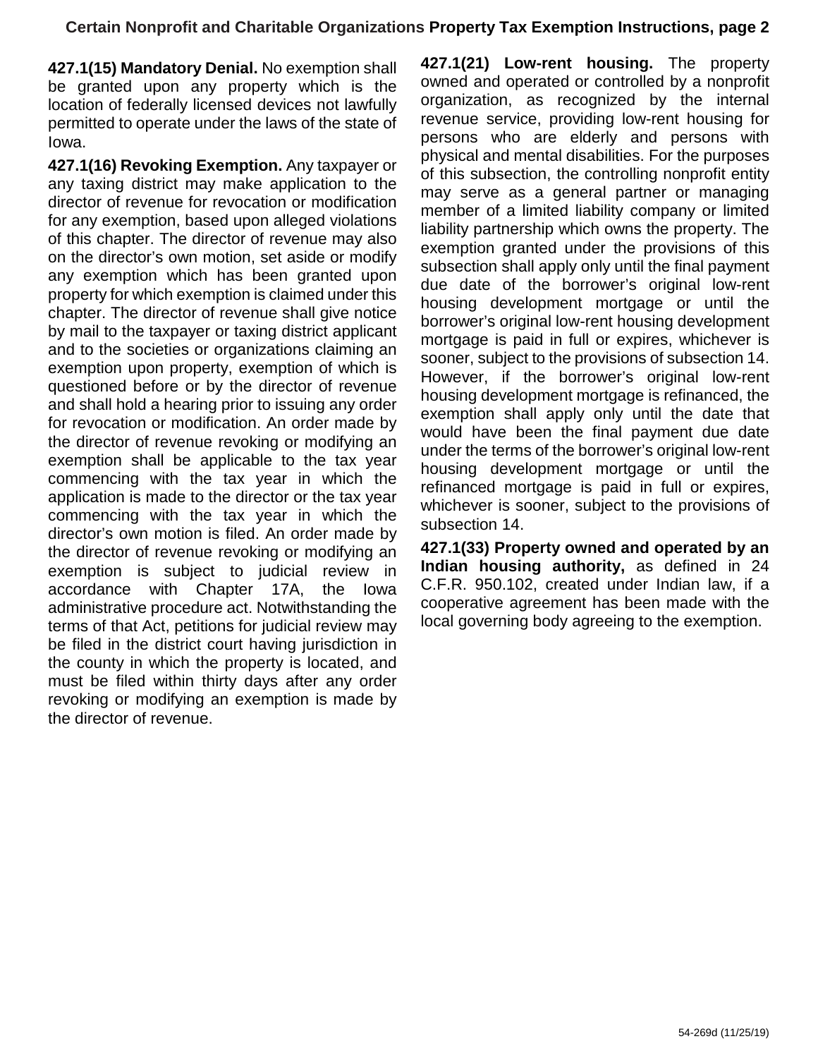**427.1(15) Mandatory Denial.** No exemption shall be granted upon any property which is the location of federally licensed devices not lawfully permitted to operate under the laws of the state of Iowa.

**427.1(16) Revoking Exemption.** Any taxpayer or any taxing district may make application to the director of revenue for revocation or modification for any exemption, based upon alleged violations of this chapter. The director of revenue may also on the director's own motion, set aside or modify any exemption which has been granted upon property for which exemption is claimed under this chapter. The director of revenue shall give notice by mail to the taxpayer or taxing district applicant and to the societies or organizations claiming an exemption upon property, exemption of which is questioned before or by the director of revenue and shall hold a hearing prior to issuing any order for revocation or modification. An order made by the director of revenue revoking or modifying an exemption shall be applicable to the tax year commencing with the tax year in which the application is made to the director or the tax year commencing with the tax year in which the director's own motion is filed. An order made by the director of revenue revoking or modifying an exemption is subject to judicial review in accordance with Chapter 17A, the Iowa administrative procedure act. Notwithstanding the terms of that Act, petitions for judicial review may be filed in the district court having jurisdiction in the county in which the property is located, and must be filed within thirty days after any order revoking or modifying an exemption is made by the director of revenue.

**427.1(21) Low-rent housing.** The property owned and operated or controlled by a nonprofit organization, as recognized by the internal revenue service, providing low-rent housing for persons who are elderly and persons with physical and mental disabilities. For the purposes of this subsection, the controlling nonprofit entity may serve as a general partner or managing member of a limited liability company or limited liability partnership which owns the property. The exemption granted under the provisions of this subsection shall apply only until the final payment due date of the borrower's original low-rent housing development mortgage or until the borrower's original low-rent housing development mortgage is paid in full or expires, whichever is sooner, subject to the provisions of subsection 14. However, if the borrower's original low-rent housing development mortgage is refinanced, the exemption shall apply only until the date that would have been the final payment due date under the terms of the borrower's original low-rent housing development mortgage or until the refinanced mortgage is paid in full or expires, whichever is sooner, subject to the provisions of subsection 14.

**427.1(33) Property owned and operated by an Indian housing authority,** as defined in 24 C.F.R. 950.102, created under Indian law, if a cooperative agreement has been made with the local governing body agreeing to the exemption.